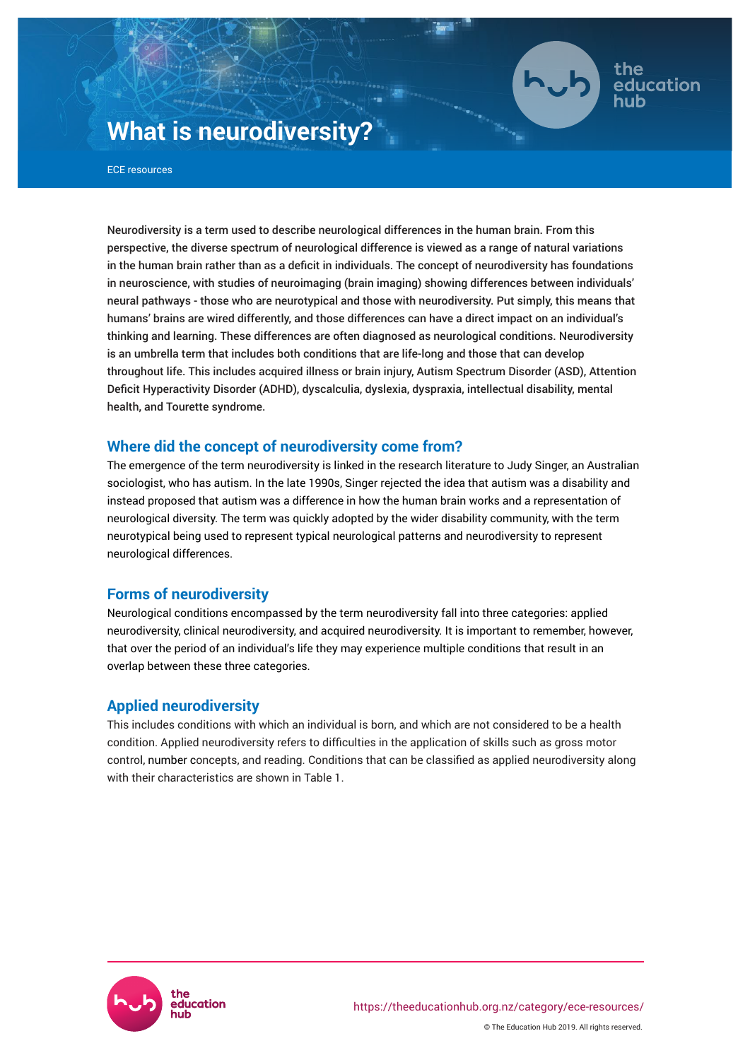# What is neurodiversity?

ECE resources

Neurodiversity is a term used to describe neurological differences in the human brain. From this perspective, the diverse spectrum of neurological difference is viewed as a range of natural variations in the human brain rather than as a deficit in individuals. The concept of neurodiversity has foundations in neuroscience, with studies of neuroimaging (brain imaging) showing differences between individuals' neural pathways - those who are neurotypical and those with neurodiversity. Put simply, this means that humans' brains are wired differently, and those differences can have a direct impact on an individual's thinking and learning. These differences are often diagnosed as neurological conditions. Neurodiversity is an umbrella term that includes both conditions that are life-long and those that can develop throughout life. This includes acquired illness or brain injury, Autism Spectrum Disorder (ASD), Attention Deficit Hyperactivity Disorder (ADHD), dyscalculia, dyslexia, dyspraxia, intellectual disability, mental health, and Tourette syndrome.

## Where did the concept of neurodiversity come from?

The emergence of the term neurodiversity is linked in the research literature to Judy Singer, an Australian sociologist, who has autism. In the late 1990s, Singer rejected the idea that autism was a disability and instead proposed that autism was a difference in how the human brain works and a representation of neurological diversity. The term was quickly adopted by the wider disability community, with the term neurotypical being used to represent typical neurological patterns and neurodiversity to represent neurological differences.

## Forms of neurodiversity

Neurological conditions encompassed by the term neurodiversity fall into three categories: applied neurodiversity, clinical neurodiversity, and acquired neurodiversity. It is important to remember, however, that over the period of an individual's life they may experience multiple conditions that result in an overlap between these three categories.

## Applied neurodiversity

This includes conditions with which an individual is born, and which are not considered to be a health condition. Applied neurodiversity refers to difficulties in the application of skills such as gross motor control, number concepts, and reading. Conditions that can be classified as applied neurodiversity along with their characteristics are shown in Table 1.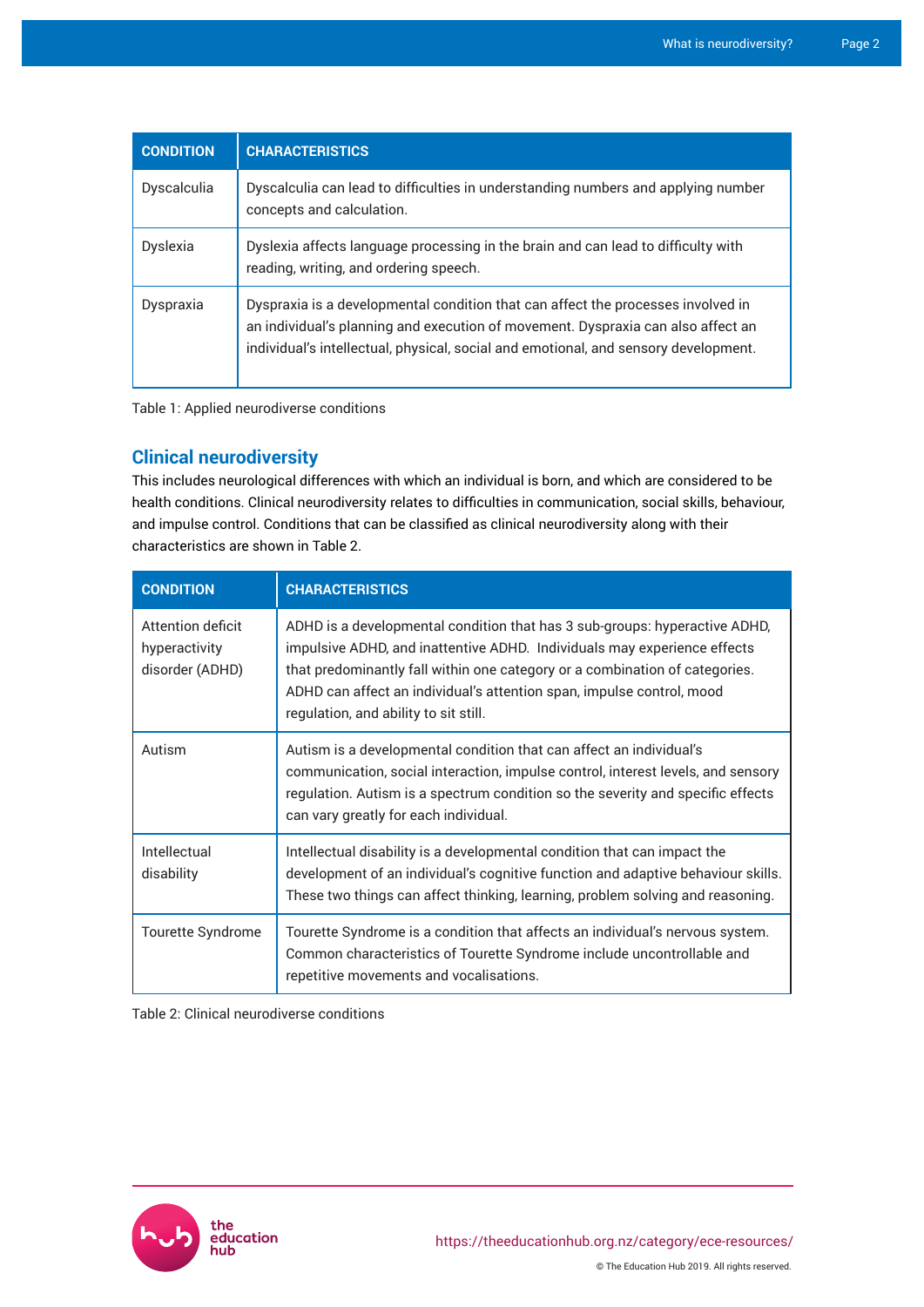| CONDITION | CHARACTERISTICS |
|---|---|
| Dyscalculia | Dyscalculia can lead to difficulties in understanding numbers and applying number concepts and calculation. |
| Dyslexia | Dyslexia affects language processing in the brain and can lead to difficulty with reading, writing, and ordering speech. |
| Dyspraxia | Dyspraxia is a developmental condition that can affect the processes involved in an individual's planning and execution of movement. Dyspraxia can also affect an individual's intellectual, physical, social and emotional, and sensory development. |

Table 1: Applied neurodiverse conditions

## Clinical neurodiversity

This includes neurological differences with which an individual is born, and which are considered to be health conditions. Clinical neurodiversity relates to difficulties in communication, social skills, behaviour, and impulse control. Conditions that can be classified as clinical neurodiversity along with their characteristics are shown in Table 2.

| CONDITION | CHARACTERISTICS |
|---|---|
| Attention deficit hyperactivity disorder (ADHD) | ADHD is a developmental condition that has 3 sub-groups: hyperactive ADHD, impulsive ADHD, and inattentive ADHD. Individuals may experience effects that predominantly fall within one category or a combination of categories. ADHD can affect an individual's attention span, impulse control, mood regulation, and ability to sit still. |
| Autism | Autism is a developmental condition that can affect an individual's communication, social interaction, impulse control, interest levels, and sensory regulation. Autism is a spectrum condition so the severity and specific effects can vary greatly for each individual. |
| Intellectual disability | Intellectual disability is a developmental condition that can impact the development of an individual's cognitive function and adaptive behaviour skills. These two things can affect thinking, learning, problem solving and reasoning. |
| Tourette Syndrome | Tourette Syndrome is a condition that affects an individual's nervous system. Common characteristics of Tourette Syndrome include uncontrollable and repetitive movements and vocalisations. |

Table 2: Clinical neurodiverse conditions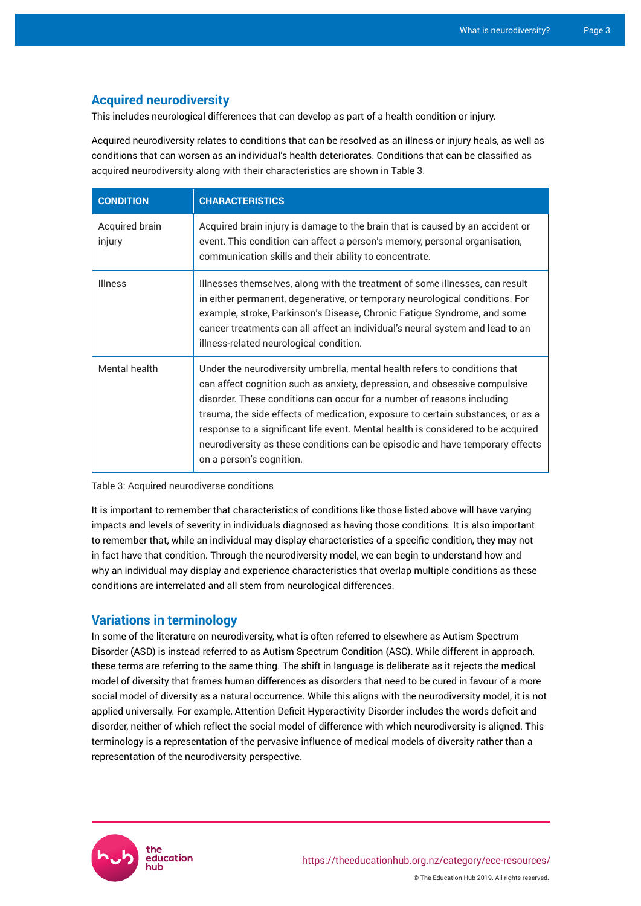## Acquired neurodiversity

This includes neurological differences that can develop as part of a health condition or injury.

Acquired neurodiversity relates to conditions that can be resolved as an illness or injury heals, as well as conditions that can worsen as an individual's health deteriorates. Conditions that can be classified as acquired neurodiversity along with their characteristics are shown in Table 3.

| CONDITION | CHARACTERISTICS |
|---|---|
| Acquired brain injury | Acquired brain injury is damage to the brain that is caused by an accident or event. This condition can affect a person's memory, personal organisation, communication skills and their ability to concentrate. |
| Illness | Illnesses themselves, along with the treatment of some illnesses, can result in either permanent, degenerative, or temporary neurological conditions. For example, stroke, Parkinson's Disease, Chronic Fatigue Syndrome, and some cancer treatments can all affect an individual's neural system and lead to an illness-related neurological condition. |
| Mental health | Under the neurodiversity umbrella, mental health refers to conditions that can affect cognition such as anxiety, depression, and obsessive compulsive disorder. These conditions can occur for a number of reasons including trauma, the side effects of medication, exposure to certain substances, or as a response to a significant life event. Mental health is considered to be acquired neurodiversity as these conditions can be episodic and have temporary effects on a person's cognition. |

Table 3: Acquired neurodiverse conditions

It is important to remember that characteristics of conditions like those listed above will have varying impacts and levels of severity in individuals diagnosed as having those conditions. It is also important to remember that, while an individual may display characteristics of a specific condition, they may not in fact have that condition. Through the neurodiversity model, we can begin to understand how and why an individual may display and experience characteristics that overlap multiple conditions as these conditions are interrelated and all stem from neurological differences.

## Variations in terminology

In some of the literature on neurodiversity, what is often referred to elsewhere as Autism Spectrum Disorder (ASD) is instead referred to as Autism Spectrum Condition (ASC). While different in approach, these terms are referring to the same thing. The shift in language is deliberate as it rejects the medical model of diversity that frames human differences as disorders that need to be cured in favour of a more social model of diversity as a natural occurrence. While this aligns with the neurodiversity model, it is not applied universally. For example, Attention Deficit Hyperactivity Disorder includes the words deficit and disorder, neither of which reflect the social model of difference with which neurodiversity is aligned. This terminology is a representation of the pervasive influence of medical models of diversity rather than a representation of the neurodiversity perspective.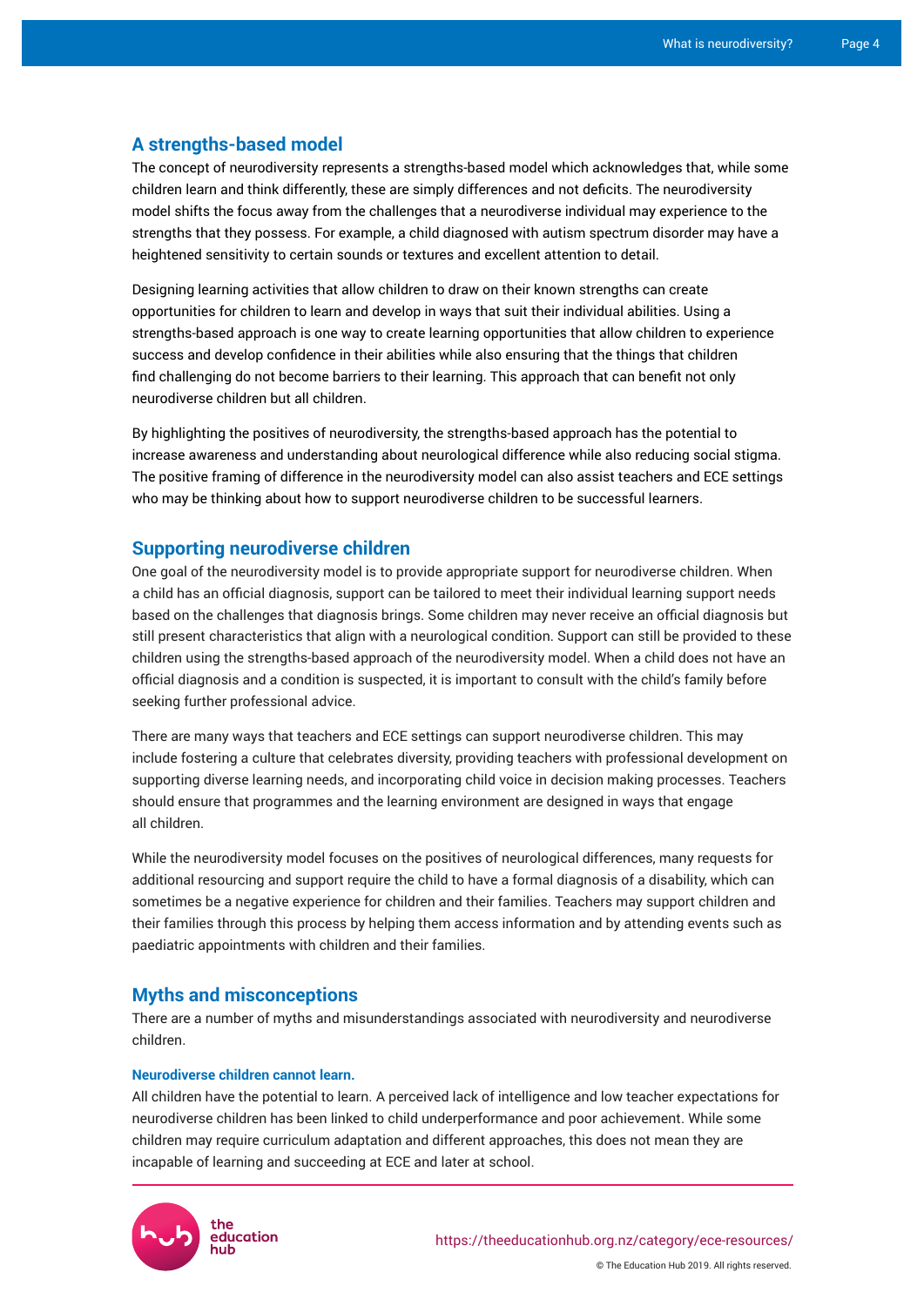## A strengths-based model

The concept of neurodiversity represents a strengths-based model which acknowledges that, while some children learn and think differently, these are simply differences and not deficits. The neurodiversity model shifts the focus away from the challenges that a neurodiverse individual may experience to the strengths that they possess. For example, a child diagnosed with autism spectrum disorder may have a heightened sensitivity to certain sounds or textures and excellent attention to detail.

Designing learning activities that allow children to draw on their known strengths can create opportunities for children to learn and develop in ways that suit their individual abilities. Using a strengths-based approach is one way to create learning opportunities that allow children to experience success and develop confidence in their abilities while also ensuring that the things that children find challenging do not become barriers to their learning. This approach that can benefit not only neurodiverse children but all children.

By highlighting the positives of neurodiversity, the strengths-based approach has the potential to increase awareness and understanding about neurological difference while also reducing social stigma. The positive framing of difference in the neurodiversity model can also assist teachers and ECE settings who may be thinking about how to support neurodiverse children to be successful learners.

## Supporting neurodiverse children

One goal of the neurodiversity model is to provide appropriate support for neurodiverse children. When a child has an official diagnosis, support can be tailored to meet their individual learning support needs based on the challenges that diagnosis brings. Some children may never receive an official diagnosis but still present characteristics that align with a neurological condition. Support can still be provided to these children using the strengths-based approach of the neurodiversity model. When a child does not have an official diagnosis and a condition is suspected, it is important to consult with the child's family before seeking further professional advice.

There are many ways that teachers and ECE settings can support neurodiverse children. This may include fostering a culture that celebrates diversity, providing teachers with professional development on supporting diverse learning needs, and incorporating child voice in decision making processes. Teachers should ensure that programmes and the learning environment are designed in ways that engage all children.

While the neurodiversity model focuses on the positives of neurological differences, many requests for additional resourcing and support require the child to have a formal diagnosis of a disability, which can sometimes be a negative experience for children and their families. Teachers may support children and their families through this process by helping them access information and by attending events such as paediatric appointments with children and their families.

## Myths and misconceptions

There are a number of myths and misunderstandings associated with neurodiversity and neurodiverse children.

#### Neurodiverse children cannot learn.

All children have the potential to learn. A perceived lack of intelligence and low teacher expectations for neurodiverse children has been linked to child underperformance and poor achievement. While some children may require curriculum adaptation and different approaches, this does not mean they are incapable of learning and succeeding at ECE and later at school.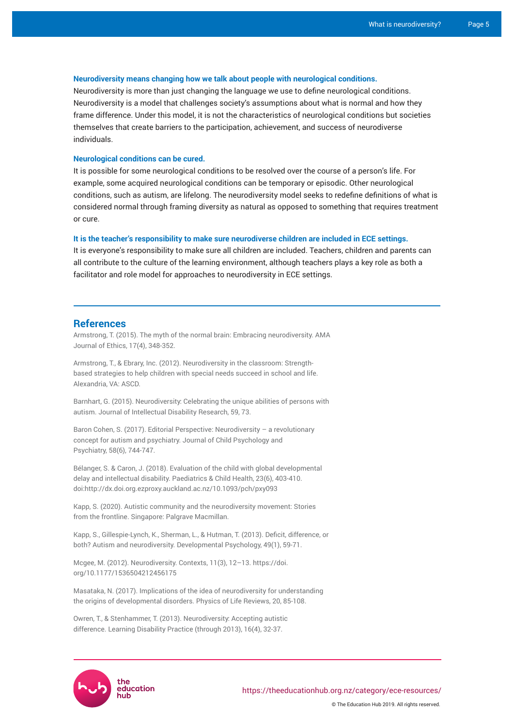**Neurodiversity means changing how we talk about people with neurological conditions.**
Neurodiversity is more than just changing the language we use to define neurological conditions. Neurodiversity is a model that challenges society's assumptions about what is normal and how they frame difference. Under this model, it is not the characteristics of neurological conditions but societies themselves that create barriers to the participation, achievement, and success of neurodiverse individuals.

**Neurological conditions can be cured.**
It is possible for some neurological conditions to be resolved over the course of a person's life. For example, some acquired neurological conditions can be temporary or episodic. Other neurological conditions, such as autism, are lifelong. The neurodiversity model seeks to redefine definitions of what is considered normal through framing diversity as natural as opposed to something that requires treatment or cure.

**It is the teacher's responsibility to make sure neurodiverse children are included in ECE settings.**
It is everyone's responsibility to make sure all children are included. Teachers, children and parents can all contribute to the culture of the learning environment, although teachers plays a key role as both a facilitator and role model for approaches to neurodiversity in ECE settings.

## References

Armstrong, T. (2015). The myth of the normal brain: Embracing neurodiversity. AMA Journal of Ethics, 17(4), 348-352.

Armstrong, T., & Ebrary, Inc. (2012). Neurodiversity in the classroom: Strength-based strategies to help children with special needs succeed in school and life. Alexandria, VA: ASCD.

Barnhart, G. (2015). Neurodiversity: Celebrating the unique abilities of persons with autism. Journal of Intellectual Disability Research, 59, 73.

Baron Cohen, S. (2017). Editorial Perspective: Neurodiversity – a revolutionary concept for autism and psychiatry. Journal of Child Psychology and Psychiatry, 58(6), 744-747.

Bélanger, S. & Caron, J. (2018). Evaluation of the child with global developmental delay and intellectual disability. Paediatrics & Child Health, 23(6), 403-410. doi:http://dx.doi.org.ezproxy.auckland.ac.nz/10.1093/pch/pxy093

Kapp, S. (2020). Autistic community and the neurodiversity movement: Stories from the frontline. Singapore: Palgrave Macmillan.

Kapp, S., Gillespie-Lynch, K., Sherman, L., & Hutman, T. (2013). Deficit, difference, or both? Autism and neurodiversity. Developmental Psychology, 49(1), 59-71.

Mcgee, M. (2012). Neurodiversity. Contexts, 11(3), 12–13. https://doi.org/10.1177/1536504212456175

Masataka, N. (2017). Implications of the idea of neurodiversity for understanding the origins of developmental disorders. Physics of Life Reviews, 20, 85-108.

Owren, T., & Stenhammer, T. (2013). Neurodiversity: Accepting autistic difference. Learning Disability Practice (through 2013), 16(4), 32-37.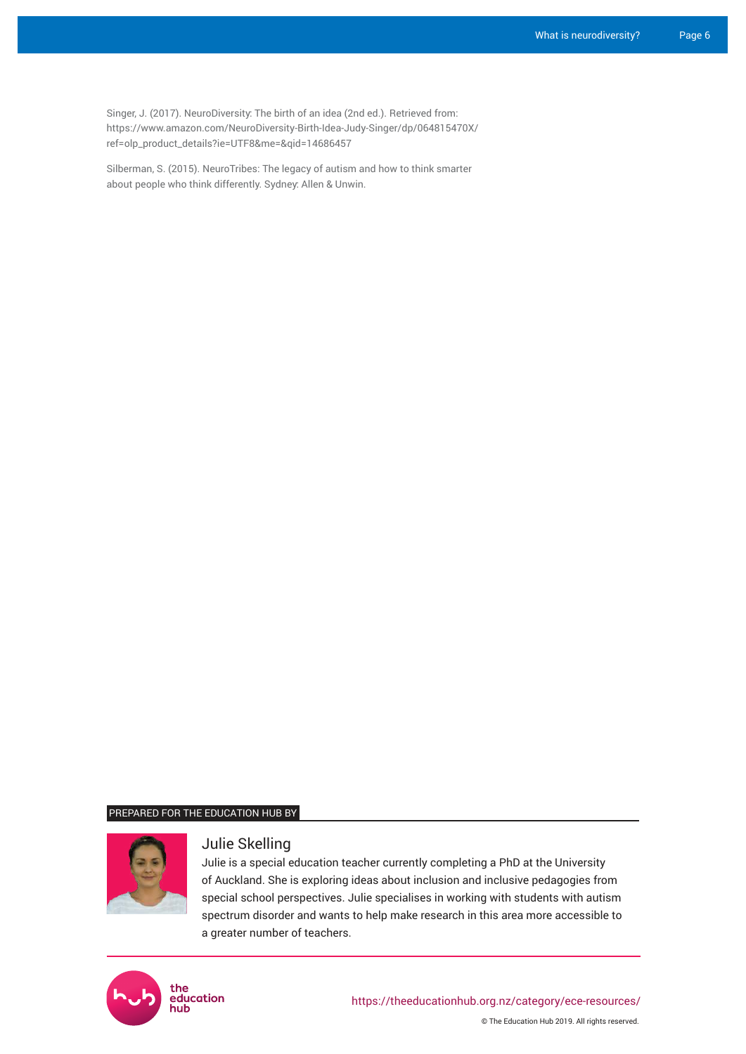Singer, J. (2017). NeuroDiversity: The birth of an idea (2nd ed.). Retrieved from: https://www.amazon.com/NeuroDiversity-Birth-Idea-Judy-Singer/dp/064815470X/ref=olp_product_details?ie=UTF8&me=&qid=14686457

Silberman, S. (2015). NeuroTribes: The legacy of autism and how to think smarter about people who think differently. Sydney: Allen & Unwin.

PREPARED FOR THE EDUCATION HUB BY

## Julie Skelling

Julie is a special education teacher currently completing a PhD at the University of Auckland. She is exploring ideas about inclusion and inclusive pedagogies from special school perspectives. Julie specialises in working with students with autism spectrum disorder and wants to help make research in this area more accessible to a greater number of teachers.

the education hub

https://theeducationhub.org.nz/category/ece-resources/

© The Education Hub 2019. All rights reserved.